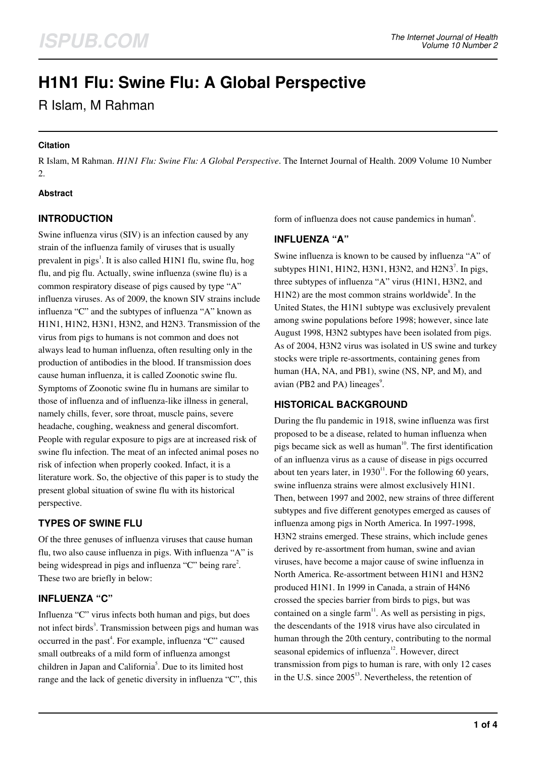# H1N1 Flu: Swine Flu: A Global Perspective

R Islam, M Rahman

#### Citation

R Islam, M Rahman. *H1N1 Flu: Swine Flu: A Global Perspective*. The Internet Journal of Health. 2009 Volume 10 Number 2.

#### Abstract

## INTRODUCTION

Swine influenza virus (SIV) is an infection caused by any strain of the influenza family of viruses that is usually prevalent in pigs[1]. It is also called H1N1 flu, swine flu, hog flu, and pig flu. Actually, swine influenza (swine flu) is a common respiratory disease of pigs caused by type "A" influenza viruses. As of 2009, the known SIV strains include influenza "C" and the subtypes of influenza "A" known as H1N1, H1N2, H3N1, H3N2, and H2N3. Transmission of the virus from pigs to humans is not common and does not always lead to human influenza, often resulting only in the production of antibodies in the blood. If transmission does cause human influenza, it is called Zoonotic swine flu. Symptoms of Zoonotic swine flu in humans are similar to those of influenza and of influenza-like illness in general, namely chills, fever, sore throat, muscle pains, severe headache, coughing, weakness and general discomfort. People with regular exposure to pigs are at increased risk of swine flu infection. The meat of an infected animal poses no risk of infection when properly cooked. Infact, it is a literature work. So, the objective of this paper is to study the present global situation of swine flu with its historical perspective.

## TYPES OF SWINE FLU

Of the three genuses of influenza viruses that cause human flu, two also cause influenza in pigs. With influenza "A" is being widespread in pigs and influenza "C" being rare[2]. These two are briefly in below:

## INFLUENZA "C"

Influenza "C" virus infects both human and pigs, but does not infect birds[3]. Transmission between pigs and human was occurred in the past[4]. For example, influenza "C" caused small outbreaks of a mild form of influenza amongst children in Japan and California[5]. Due to its limited host range and the lack of genetic diversity in influenza "C", this form of influenza does not cause pandemics in human[6].

## INFLUENZA "A"

Swine influenza is known to be caused by influenza "A" of subtypes H1N1, H1N2, H3N1, H3N2, and H2N3[7]. In pigs, three subtypes of influenza "A" virus (H1N1, H3N2, and H1N2) are the most common strains worldwide[8]. In the United States, the H1N1 subtype was exclusively prevalent among swine populations before 1998; however, since late August 1998, H3N2 subtypes have been isolated from pigs. As of 2004, H3N2 virus was isolated in US swine and turkey stocks were triple re-assortments, containing genes from human (HA, NA, and PB1), swine (NS, NP, and M), and avian (PB2 and PA) lineages[9].

## HISTORICAL BACKGROUND

During the flu pandemic in 1918, swine influenza was first proposed to be a disease, related to human influenza when pigs became sick as well as human[10]. The first identification of an influenza virus as a cause of disease in pigs occurred about ten years later, in 1930[11]. For the following 60 years, swine influenza strains were almost exclusively H1N1. Then, between 1997 and 2002, new strains of three different subtypes and five different genotypes emerged as causes of influenza among pigs in North America. In 1997-1998, H3N2 strains emerged. These strains, which include genes derived by re-assortment from human, swine and avian viruses, have become a major cause of swine influenza in North America. Re-assortment between H1N1 and H3N2 produced H1N1. In 1999 in Canada, a strain of H4N6 crossed the species barrier from birds to pigs, but was contained on a single farm[11]. As well as persisting in pigs, the descendants of the 1918 virus have also circulated in human through the 20th century, contributing to the normal seasonal epidemics of influenza[12]. However, direct transmission from pigs to human is rare, with only 12 cases in the U.S. since 2005[13]. Nevertheless, the retention of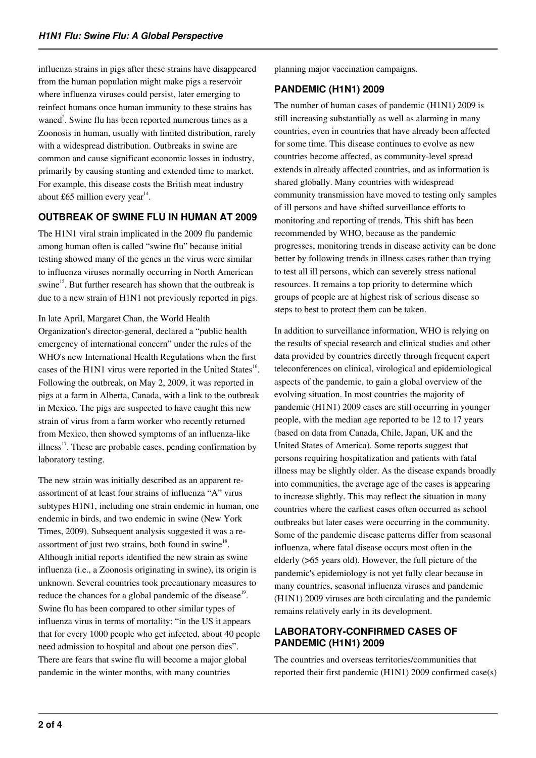influenza strains in pigs after these strains have disappeared from the human population might make pigs a reservoir where influenza viruses could persist, later emerging to reinfect humans once human immunity to these strains has waned[2]. Swine flu has been reported numerous times as a Zoonosis in human, usually with limited distribution, rarely with a widespread distribution. Outbreaks in swine are common and cause significant economic losses in industry, primarily by causing stunting and extended time to market. For example, this disease costs the British meat industry about £65 million every year[14].

## OUTBREAK OF SWINE FLU IN HUMAN AT 2009

The H1N1 viral strain implicated in the 2009 flu pandemic among human often is called "swine flu" because initial testing showed many of the genes in the virus were similar to influenza viruses normally occurring in North American swine[15]. But further research has shown that the outbreak is due to a new strain of H1N1 not previously reported in pigs.

In late April, Margaret Chan, the World Health Organization's director-general, declared a "public health emergency of international concern" under the rules of the WHO's new International Health Regulations when the first cases of the H1N1 virus were reported in the United States[16]. Following the outbreak, on May 2, 2009, it was reported in pigs at a farm in Alberta, Canada, with a link to the outbreak in Mexico. The pigs are suspected to have caught this new strain of virus from a farm worker who recently returned from Mexico, then showed symptoms of an influenza-like illness[17]. These are probable cases, pending confirmation by laboratory testing.

The new strain was initially described as an apparent re-assortment of at least four strains of influenza "A" virus subtypes H1N1, including one strain endemic in human, one endemic in birds, and two endemic in swine (New York Times, 2009). Subsequent analysis suggested it was a re-assortment of just two strains, both found in swine[18]. Although initial reports identified the new strain as swine influenza (i.e., a Zoonosis originating in swine), its origin is unknown. Several countries took precautionary measures to reduce the chances for a global pandemic of the disease[19]. Swine flu has been compared to other similar types of influenza virus in terms of mortality: "in the US it appears that for every 1000 people who get infected, about 40 people need admission to hospital and about one person dies". There are fears that swine flu will become a major global pandemic in the winter months, with many countries planning major vaccination campaigns.

## PANDEMIC (H1N1) 2009

The number of human cases of pandemic (H1N1) 2009 is still increasing substantially as well as alarming in many countries, even in countries that have already been affected for some time. This disease continues to evolve as new countries become affected, as community-level spread extends in already affected countries, and as information is shared globally. Many countries with widespread community transmission have moved to testing only samples of ill persons and have shifted surveillance efforts to monitoring and reporting of trends. This shift has been recommended by WHO, because as the pandemic progresses, monitoring trends in disease activity can be done better by following trends in illness cases rather than trying to test all ill persons, which can severely stress national resources. It remains a top priority to determine which groups of people are at highest risk of serious disease so steps to best to protect them can be taken.

In addition to surveillance information, WHO is relying on the results of special research and clinical studies and other data provided by countries directly through frequent expert teleconferences on clinical, virological and epidemiological aspects of the pandemic, to gain a global overview of the evolving situation. In most countries the majority of pandemic (H1N1) 2009 cases are still occurring in younger people, with the median age reported to be 12 to 17 years (based on data from Canada, Chile, Japan, UK and the United States of America). Some reports suggest that persons requiring hospitalization and patients with fatal illness may be slightly older. As the disease expands broadly into communities, the average age of the cases is appearing to increase slightly. This may reflect the situation in many countries where the earliest cases often occurred as school outbreaks but later cases were occurring in the community. Some of the pandemic disease patterns differ from seasonal influenza, where fatal disease occurs most often in the elderly (>65 years old). However, the full picture of the pandemic's epidemiology is not yet fully clear because in many countries, seasonal influenza viruses and pandemic (H1N1) 2009 viruses are both circulating and the pandemic remains relatively early in its development.

## LABORATORY-CONFIRMED CASES OF PANDEMIC (H1N1) 2009

The countries and overseas territories/communities that reported their first pandemic (H1N1) 2009 confirmed case(s)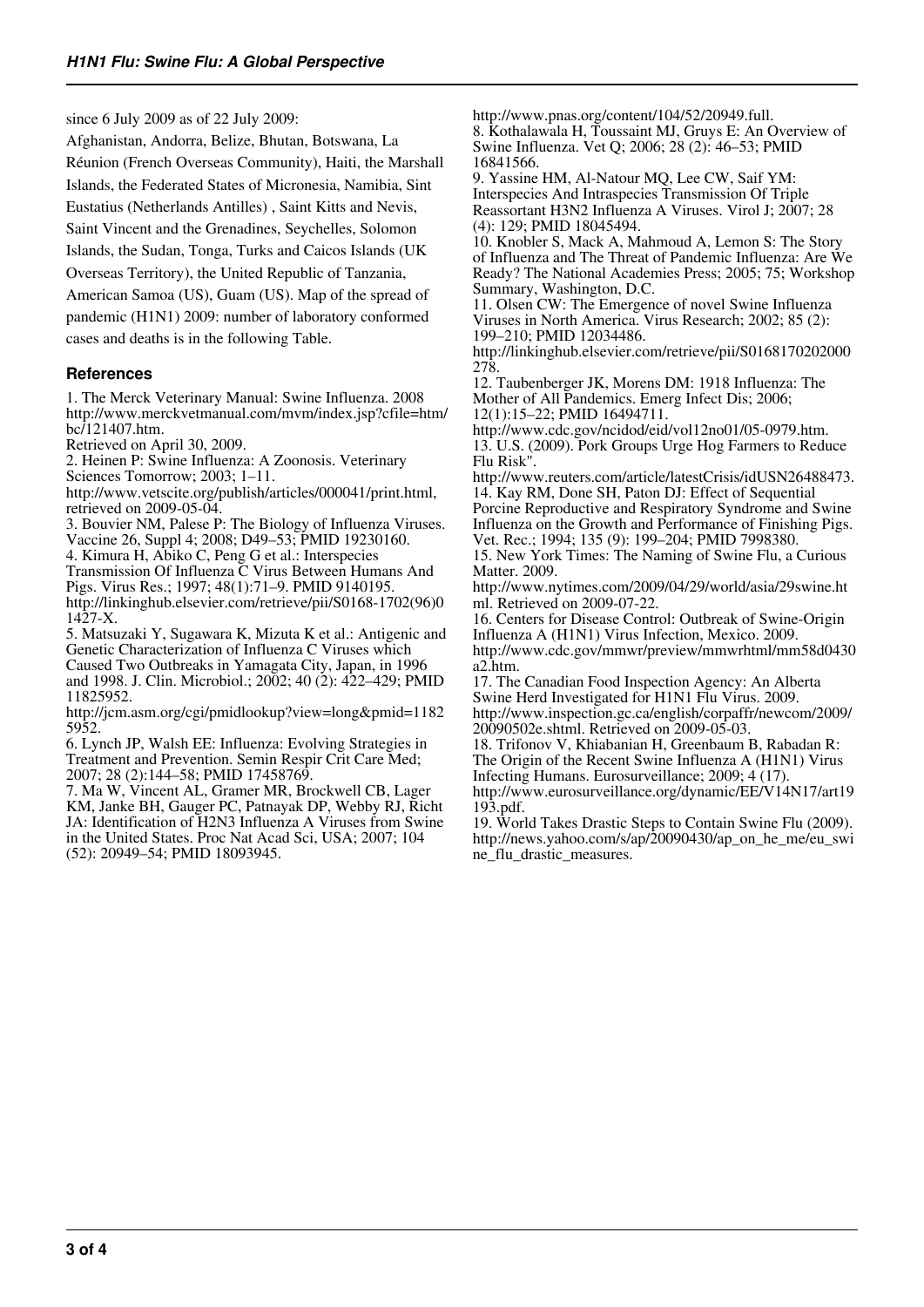since 6 July 2009 as of 22 July 2009:

Afghanistan, Andorra, Belize, Bhutan, Botswana, La Réunion (French Overseas Community), Haiti, the Marshall Islands, the Federated States of Micronesia, Namibia, Sint Eustatius (Netherlands Antilles) , Saint Kitts and Nevis, Saint Vincent and the Grenadines, Seychelles, Solomon Islands, the Sudan, Tonga, Turks and Caicos Islands (UK Overseas Territory), the United Republic of Tanzania, American Samoa (US), Guam (US). Map of the spread of pandemic (H1N1) 2009: number of laboratory conformed cases and deaths is in the following Table.

### References

1. The Merck Veterinary Manual: Swine Influenza. 2008 http://www.merckvetmanual.com/mvm/index.jsp?cfile=htm/bc/121407.htm.
Retrieved on April 30, 2009.
2. Heinen P: Swine Influenza: A Zoonosis. Veterinary Sciences Tomorrow; 2003; 1–11.
http://www.vetscite.org/publish/articles/000041/print.html, retrieved on 2009-05-04.
3. Bouvier NM, Palese P: The Biology of Influenza Viruses. Vaccine 26, Suppl 4; 2008; D49–53; PMID 19230160.
4. Kimura H, Abiko C, Peng G et al.: Interspecies Transmission Of Influenza C Virus Between Humans And Pigs. Virus Res.; 1997; 48(1):71–9. PMID 9140195.
http://linkinghub.elsevier.com/retrieve/pii/S0168-1702(96)01427-X.
5. Matsuzaki Y, Sugawara K, Mizuta K et al.: Antigenic and Genetic Characterization of Influenza C Viruses which Caused Two Outbreaks in Yamagata City, Japan, in 1996 and 1998. J. Clin. Microbiol.; 2002; 40 (2): 422–429; PMID 11825952.
http://jcm.asm.org/cgi/pmidlookup?view=long&pmid=11825952.
6. Lynch JP, Walsh EE: Influenza: Evolving Strategies in Treatment and Prevention. Semin Respir Crit Care Med; 2007; 28 (2):144–58; PMID 17458769.
7. Ma W, Vincent AL, Gramer MR, Brockwell CB, Lager KM, Janke BH, Gauger PC, Patnayak DP, Webby RJ, Richt JA: Identification of H2N3 Influenza A Viruses from Swine in the United States. Proc Nat Acad Sci, USA; 2007; 104 (52): 20949–54; PMID 18093945.
http://www.pnas.org/content/104/52/20949.full.
8. Kothalawala H, Toussaint MJ, Gruys E: An Overview of Swine Influenza. Vet Q; 2006; 28 (2): 46–53; PMID 16841566.
9. Yassine HM, Al-Natour MQ, Lee CW, Saif YM: Interspecies And Intraspecies Transmission Of Triple Reassortant H3N2 Influenza A Viruses. Virol J; 2007; 28 (4): 129; PMID 18045494.
10. Knobler S, Mack A, Mahmoud A, Lemon S: The Story of Influenza and The Threat of Pandemic Influenza: Are We Ready? The National Academies Press; 2005; 75; Workshop Summary, Washington, D.C.
11. Olsen CW: The Emergence of novel Swine Influenza Viruses in North America. Virus Research; 2002; 85 (2): 199–210; PMID 12034486.
http://linkinghub.elsevier.com/retrieve/pii/S0168170202000278.
12. Taubenberger JK, Morens DM: 1918 Influenza: The Mother of All Pandemics. Emerg Infect Dis; 2006; 12(1):15–22; PMID 16494711.
http://www.cdc.gov/ncidod/eid/vol12no01/05-0979.htm.
13. U.S. (2009). Pork Groups Urge Hog Farmers to Reduce Flu Risk".
http://www.reuters.com/article/latestCrisis/idUSN26488473.
14. Kay RM, Done SH, Paton DJ: Effect of Sequential Porcine Reproductive and Respiratory Syndrome and Swine Influenza on the Growth and Performance of Finishing Pigs. Vet. Rec.; 1994; 135 (9): 199–204; PMID 7998380.
15. New York Times: The Naming of Swine Flu, a Curious Matter. 2009.
http://www.nytimes.com/2009/04/29/world/asia/29swine.html. Retrieved on 2009-07-22.
16. Centers for Disease Control: Outbreak of Swine-Origin Influenza A (H1N1) Virus Infection, Mexico. 2009.
http://www.cdc.gov/mmwr/preview/mmwrhtml/mm58d0430a2.htm.
17. The Canadian Food Inspection Agency: An Alberta Swine Herd Investigated for H1N1 Flu Virus. 2009.
http://www.inspection.gc.ca/english/corpaffr/newcom/2009/20090502e.shtml. Retrieved on 2009-05-03.
18. Trifonov V, Khiabanian H, Greenbaum B, Rabadan R: The Origin of the Recent Swine Influenza A (H1N1) Virus Infecting Humans. Eurosurveillance; 2009; 4 (17).
http://www.eurosurveillance.org/dynamic/EE/V14N17/art19193.pdf.
19. World Takes Drastic Steps to Contain Swine Flu (2009).
http://news.yahoo.com/s/ap/20090430/ap_on_he_me/eu_swine_flu_drastic_measures.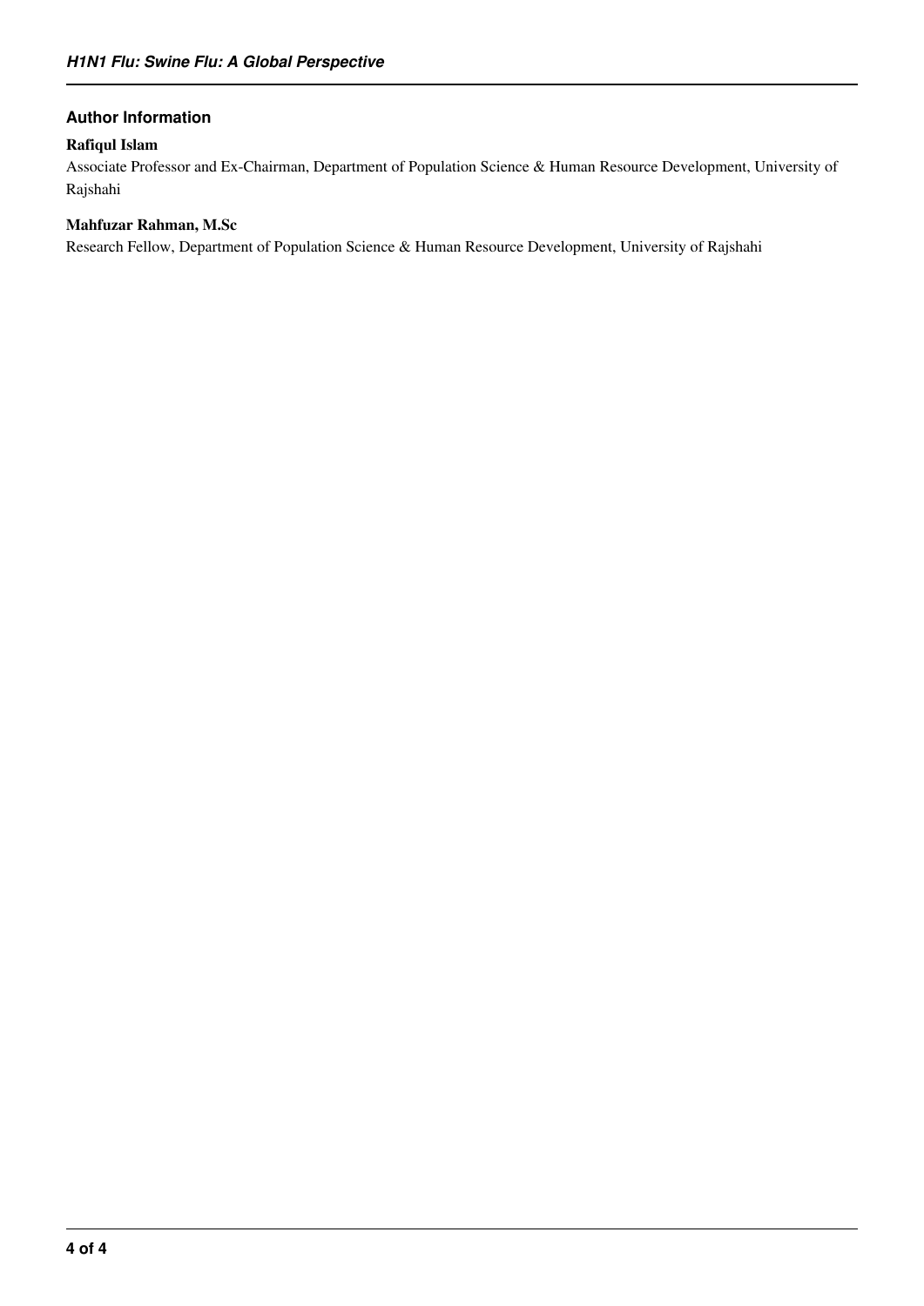## Author Information

**Rafiqul Islam**

Associate Professor and Ex-Chairman, Department of Population Science & Human Resource Development, University of Rajshahi

**Mahfuzar Rahman, M.Sc**

Research Fellow, Department of Population Science & Human Resource Development, University of Rajshahi